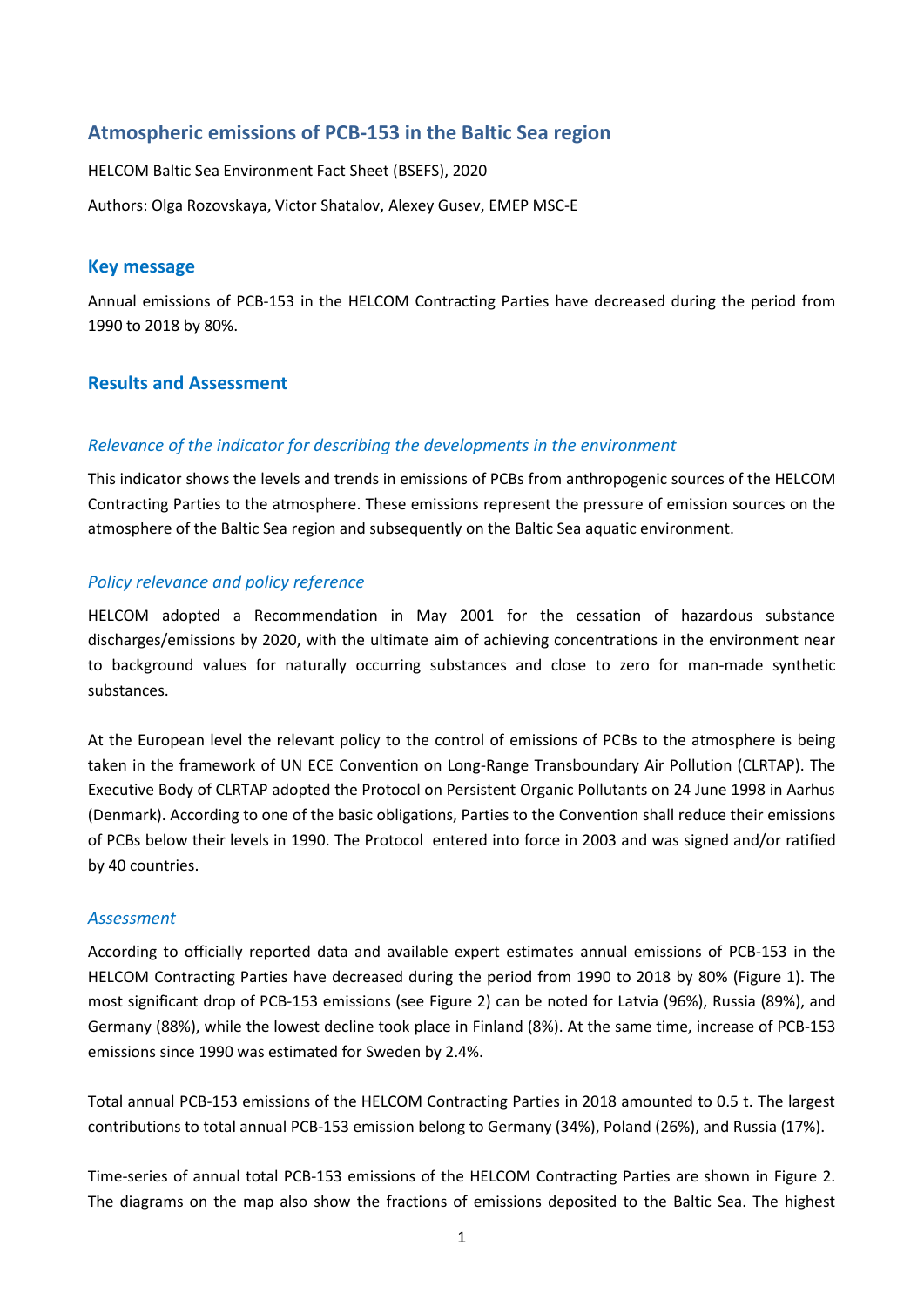# Atmospheric emissions of PCB-153 in the Baltic Sea region

HELCOM Baltic Sea Environment Fact Sheet (BSEFS), 2020

Authors: Olga Rozovskaya, Victor Shatalov, Alexey Gusev, EMEP MSC-E

## Key message

Annual emissions of PCB-153 in the HELCOM Contracting Parties have decreased during the period from 1990 to 2018 by 80%.

## Results and Assessment

### *Relevance of the indicator for describing the developments in the environment*

This indicator shows the levels and trends in emissions of PCBs from anthropogenic sources of the HELCOM Contracting Parties to the atmosphere. These emissions represent the pressure of emission sources on the atmosphere of the Baltic Sea region and subsequently on the Baltic Sea aquatic environment.

### *Policy relevance and policy reference*

HELCOM adopted a Recommendation in May 2001 for the cessation of hazardous substance discharges/emissions by 2020, with the ultimate aim of achieving concentrations in the environment near to background values for naturally occurring substances and close to zero for man-made synthetic substances.

At the European level the relevant policy to the control of emissions of PCBs to the atmosphere is being taken in the framework of UN ECE Convention on Long-Range Transboundary Air Pollution (CLRTAP). The Executive Body of CLRTAP adopted the Protocol on Persistent Organic Pollutants on 24 June 1998 in Aarhus (Denmark). According to one of the basic obligations, Parties to the Convention shall reduce their emissions of PCBs below their levels in 1990. The Protocol entered into force in 2003 and was signed and/or ratified by 40 countries.

### *Assessment*

According to officially reported data and available expert estimates annual emissions of PCB-153 in the HELCOM Contracting Parties have decreased during the period from 1990 to 2018 by 80% (Figure 1). The most significant drop of PCB-153 emissions (see Figure 2) can be noted for Latvia (96%), Russia (89%), and Germany (88%), while the lowest decline took place in Finland (8%). At the same time, increase of PCB-153 emissions since 1990 was estimated for Sweden by 2.4%.

Total annual PCB-153 emissions of the HELCOM Contracting Parties in 2018 amounted to 0.5 t. The largest contributions to total annual PCB-153 emission belong to Germany (34%), Poland (26%), and Russia (17%).

Time-series of annual total PCB-153 emissions of the HELCOM Contracting Parties are shown in Figure 2. The diagrams on the map also show the fractions of emissions deposited to the Baltic Sea. The highest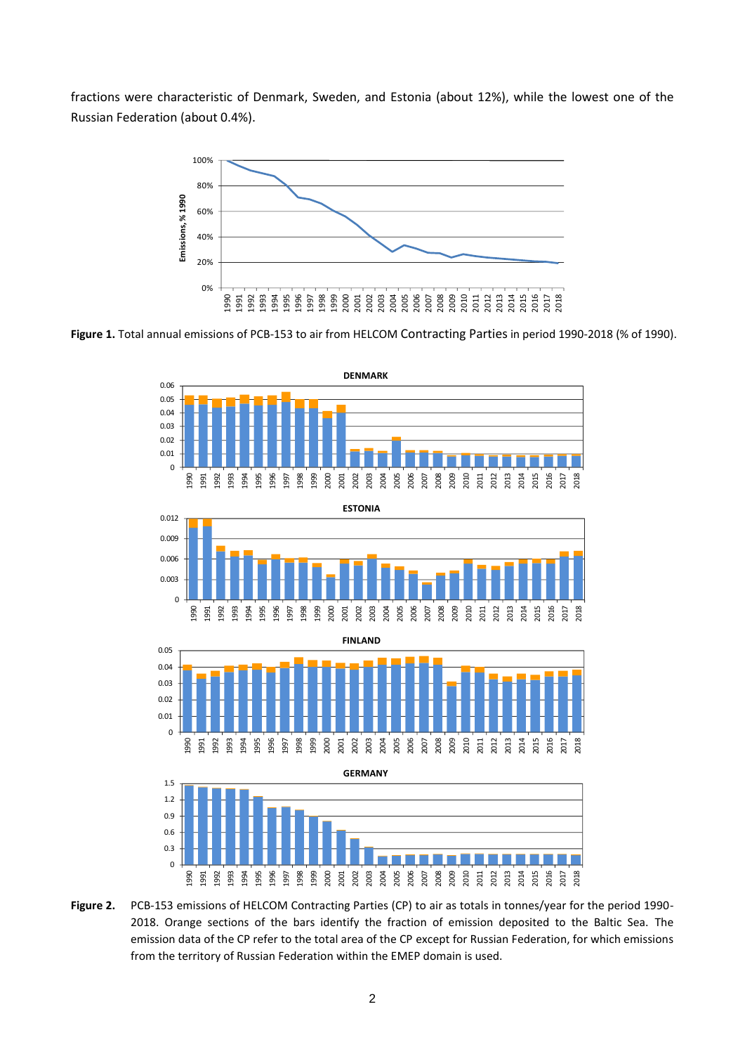fractions were characteristic of Denmark, Sweden, and Estonia (about 12%), while the lowest one of the Russian Federation (about 0.4%).

**Figure 1.** Total annual emissions of PCB-153 to air from HELCOM Contracting Parties in period 1990-2018 (% of 1990).

**Figure 2.** PCB-153 emissions of HELCOM Contracting Parties (CP) to air as totals in tonnes/year for the period 1990-2018. Orange sections of the bars identify the fraction of emission deposited to the Baltic Sea. The emission data of the CP refer to the total area of the CP except for Russian Federation, for which emissions from the territory of Russian Federation within the EMEP domain is used.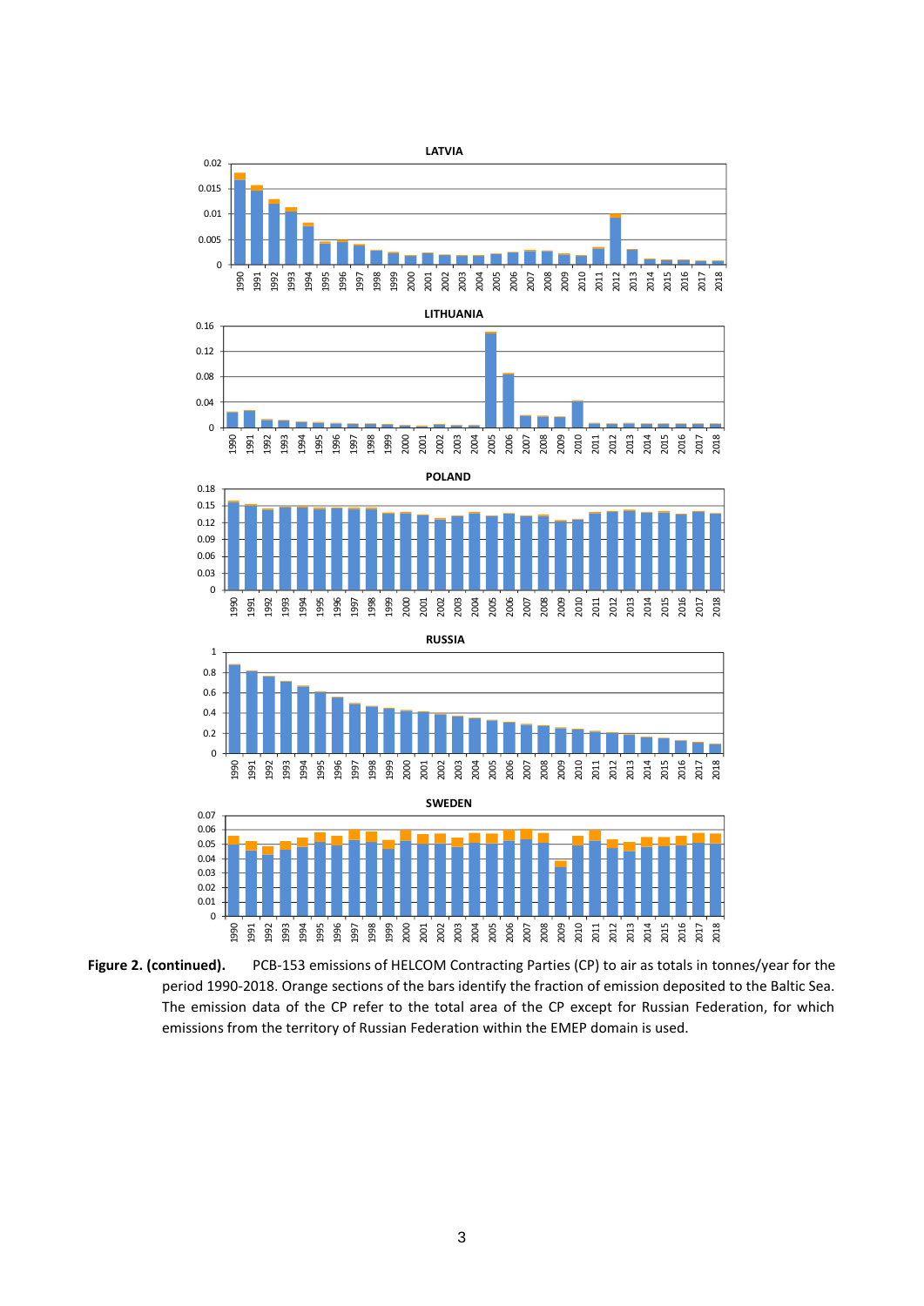**Figure 2. (continued).** PCB-153 emissions of HELCOM Contracting Parties (CP) to air as totals in tonnes/year for the period 1990-2018. Orange sections of the bars identify the fraction of emission deposited to the Baltic Sea. The emission data of the CP refer to the total area of the CP except for Russian Federation, for which emissions from the territory of Russian Federation within the EMEP domain is used.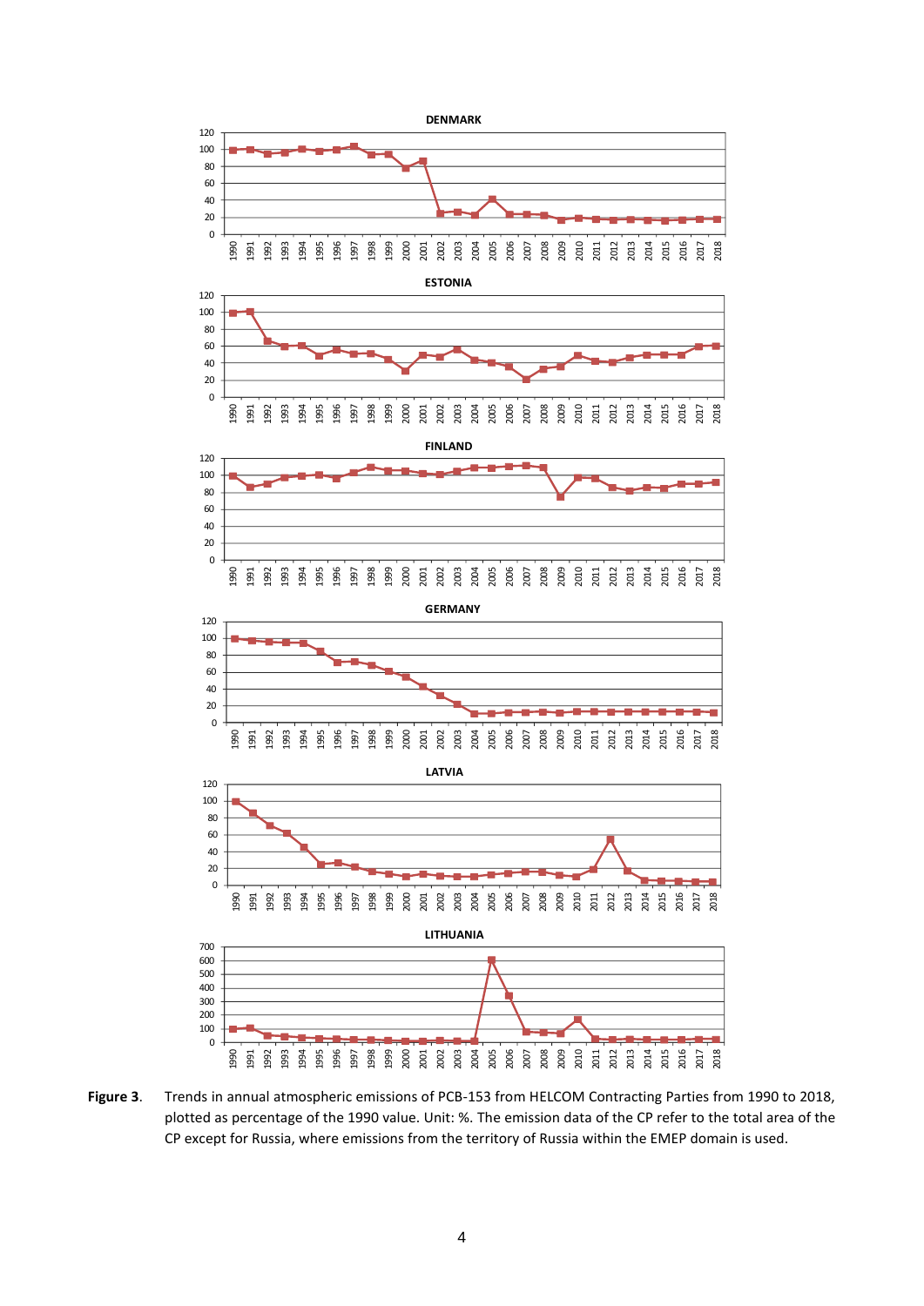**Figure 3**. Trends in annual atmospheric emissions of PCB-153 from HELCOM Contracting Parties from 1990 to 2018, plotted as percentage of the 1990 value. Unit: %. The emission data of the CP refer to the total area of the CP except for Russia, where emissions from the territory of Russia within the EMEP domain is used.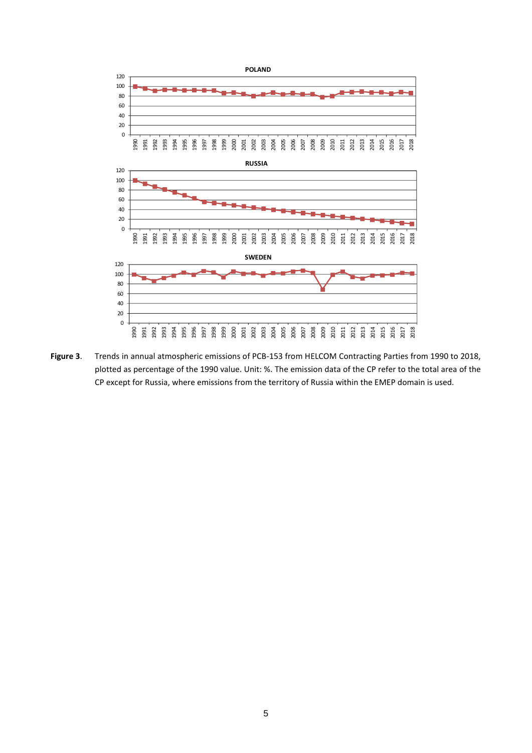**Figure 3**. Trends in annual atmospheric emissions of PCB-153 from HELCOM Contracting Parties from 1990 to 2018, plotted as percentage of the 1990 value. Unit: %. The emission data of the CP refer to the total area of the CP except for Russia, where emissions from the territory of Russia within the EMEP domain is used.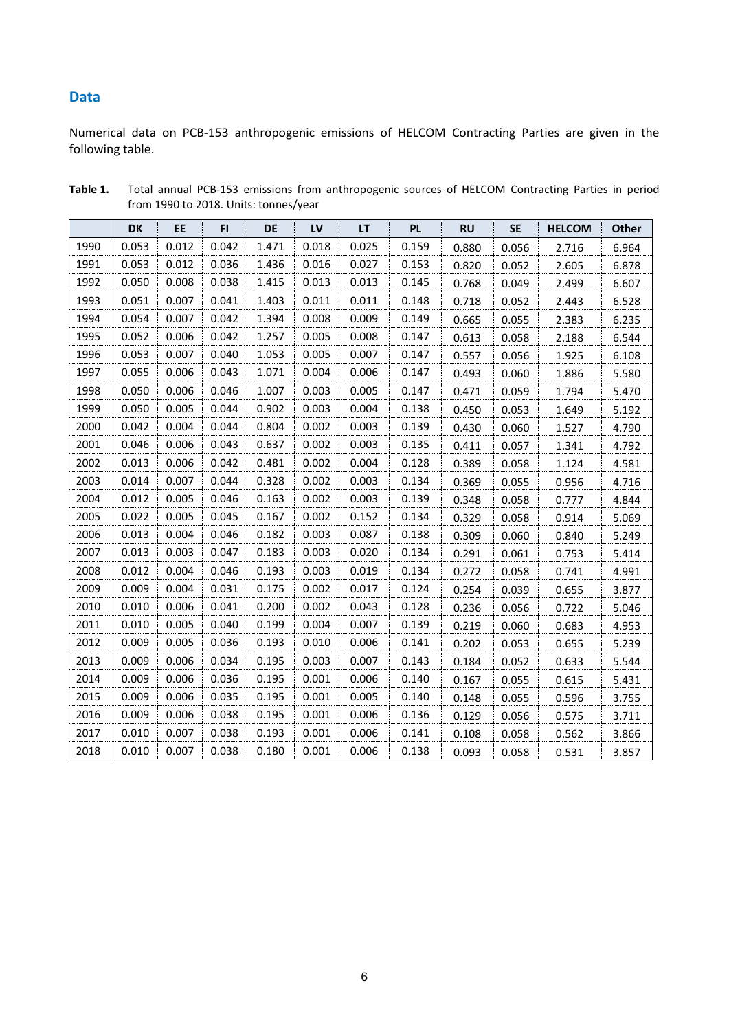## Data

Numerical data on PCB-153 anthropogenic emissions of HELCOM Contracting Parties are given in the following table.

**Table 1.** Total annual PCB-153 emissions from anthropogenic sources of HELCOM Contracting Parties in period from 1990 to 2018. Units: tonnes/year

| | DK | EE | FI | DE | LV | LT | PL | RU | SE | HELCOM | Other |
|---|---|---|---|---|---|---|---|---|---|---|---|
| 1990 | 0.053 | 0.012 | 0.042 | 1.471 | 0.018 | 0.025 | 0.159 | 0.880 | 0.056 | 2.716 | 6.964 |
| 1991 | 0.053 | 0.012 | 0.036 | 1.436 | 0.016 | 0.027 | 0.153 | 0.820 | 0.052 | 2.605 | 6.878 |
| 1992 | 0.050 | 0.008 | 0.038 | 1.415 | 0.013 | 0.013 | 0.145 | 0.768 | 0.049 | 2.499 | 6.607 |
| 1993 | 0.051 | 0.007 | 0.041 | 1.403 | 0.011 | 0.011 | 0.148 | 0.718 | 0.052 | 2.443 | 6.528 |
| 1994 | 0.054 | 0.007 | 0.042 | 1.394 | 0.008 | 0.009 | 0.149 | 0.665 | 0.055 | 2.383 | 6.235 |
| 1995 | 0.052 | 0.006 | 0.042 | 1.257 | 0.005 | 0.008 | 0.147 | 0.613 | 0.058 | 2.188 | 6.544 |
| 1996 | 0.053 | 0.007 | 0.040 | 1.053 | 0.005 | 0.007 | 0.147 | 0.557 | 0.056 | 1.925 | 6.108 |
| 1997 | 0.055 | 0.006 | 0.043 | 1.071 | 0.004 | 0.006 | 0.147 | 0.493 | 0.060 | 1.886 | 5.580 |
| 1998 | 0.050 | 0.006 | 0.046 | 1.007 | 0.003 | 0.005 | 0.147 | 0.471 | 0.059 | 1.794 | 5.470 |
| 1999 | 0.050 | 0.005 | 0.044 | 0.902 | 0.003 | 0.004 | 0.138 | 0.450 | 0.053 | 1.649 | 5.192 |
| 2000 | 0.042 | 0.004 | 0.044 | 0.804 | 0.002 | 0.003 | 0.139 | 0.430 | 0.060 | 1.527 | 4.790 |
| 2001 | 0.046 | 0.006 | 0.043 | 0.637 | 0.002 | 0.003 | 0.135 | 0.411 | 0.057 | 1.341 | 4.792 |
| 2002 | 0.013 | 0.006 | 0.042 | 0.481 | 0.002 | 0.004 | 0.128 | 0.389 | 0.058 | 1.124 | 4.581 |
| 2003 | 0.014 | 0.007 | 0.044 | 0.328 | 0.002 | 0.003 | 0.134 | 0.369 | 0.055 | 0.956 | 4.716 |
| 2004 | 0.012 | 0.005 | 0.046 | 0.163 | 0.002 | 0.003 | 0.139 | 0.348 | 0.058 | 0.777 | 4.844 |
| 2005 | 0.022 | 0.005 | 0.045 | 0.167 | 0.002 | 0.152 | 0.134 | 0.329 | 0.058 | 0.914 | 5.069 |
| 2006 | 0.013 | 0.004 | 0.046 | 0.182 | 0.003 | 0.087 | 0.138 | 0.309 | 0.060 | 0.840 | 5.249 |
| 2007 | 0.013 | 0.003 | 0.047 | 0.183 | 0.003 | 0.020 | 0.134 | 0.291 | 0.061 | 0.753 | 5.414 |
| 2008 | 0.012 | 0.004 | 0.046 | 0.193 | 0.003 | 0.019 | 0.134 | 0.272 | 0.058 | 0.741 | 4.991 |
| 2009 | 0.009 | 0.004 | 0.031 | 0.175 | 0.002 | 0.017 | 0.124 | 0.254 | 0.039 | 0.655 | 3.877 |
| 2010 | 0.010 | 0.006 | 0.041 | 0.200 | 0.002 | 0.043 | 0.128 | 0.236 | 0.056 | 0.722 | 5.046 |
| 2011 | 0.010 | 0.005 | 0.040 | 0.199 | 0.004 | 0.007 | 0.139 | 0.219 | 0.060 | 0.683 | 4.953 |
| 2012 | 0.009 | 0.005 | 0.036 | 0.193 | 0.010 | 0.006 | 0.141 | 0.202 | 0.053 | 0.655 | 5.239 |
| 2013 | 0.009 | 0.006 | 0.034 | 0.195 | 0.003 | 0.007 | 0.143 | 0.184 | 0.052 | 0.633 | 5.544 |
| 2014 | 0.009 | 0.006 | 0.036 | 0.195 | 0.001 | 0.006 | 0.140 | 0.167 | 0.055 | 0.615 | 5.431 |
| 2015 | 0.009 | 0.006 | 0.035 | 0.195 | 0.001 | 0.005 | 0.140 | 0.148 | 0.055 | 0.596 | 3.755 |
| 2016 | 0.009 | 0.006 | 0.038 | 0.195 | 0.001 | 0.006 | 0.136 | 0.129 | 0.056 | 0.575 | 3.711 |
| 2017 | 0.010 | 0.007 | 0.038 | 0.193 | 0.001 | 0.006 | 0.141 | 0.108 | 0.058 | 0.562 | 3.866 |
| 2018 | 0.010 | 0.007 | 0.038 | 0.180 | 0.001 | 0.006 | 0.138 | 0.093 | 0.058 | 0.531 | 3.857 |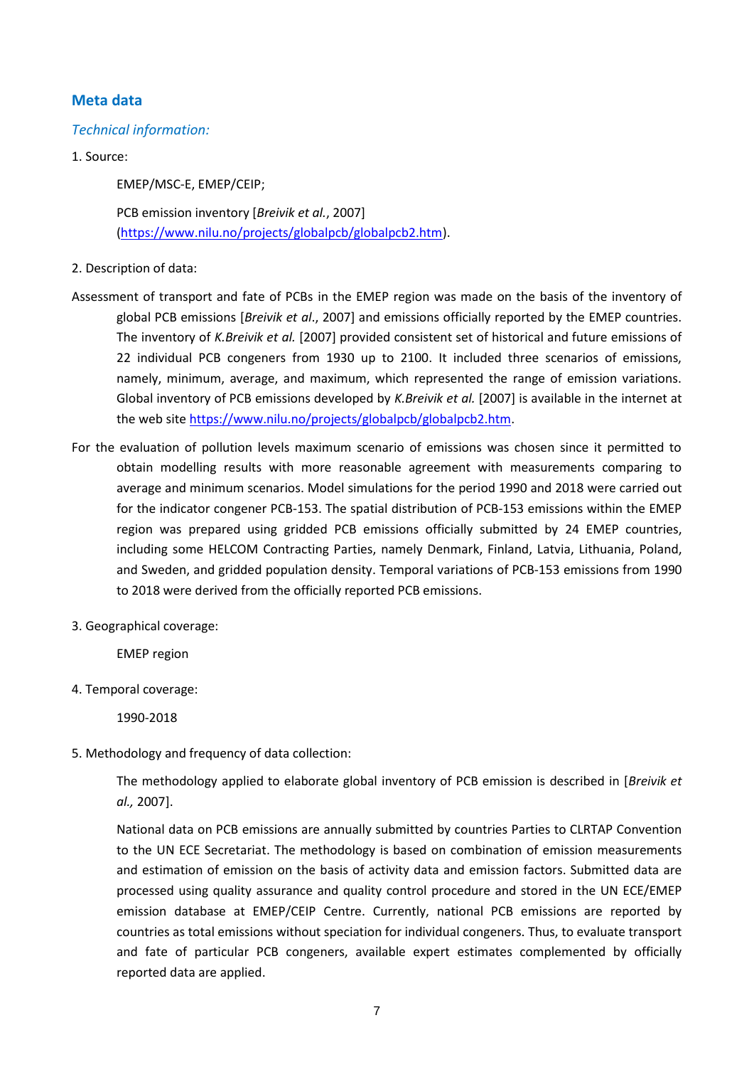## Meta data

### *Technical information:*

1. Source:

   EMEP/MSC-E, EMEP/CEIP;

   PCB emission inventory [*Breivik et al.*, 2007] (https://www.nilu.no/projects/globalpcb/globalpcb2.htm).

2. Description of data:

Assessment of transport and fate of PCBs in the EMEP region was made on the basis of the inventory of global PCB emissions [*Breivik et al*., 2007] and emissions officially reported by the EMEP countries. The inventory of *K.Breivik et al.* [2007] provided consistent set of historical and future emissions of 22 individual PCB congeners from 1930 up to 2100. It included three scenarios of emissions, namely, minimum, average, and maximum, which represented the range of emission variations. Global inventory of PCB emissions developed by *K.Breivik et al.* [2007] is available in the internet at the web site https://www.nilu.no/projects/globalpcb/globalpcb2.htm.

For the evaluation of pollution levels maximum scenario of emissions was chosen since it permitted to obtain modelling results with more reasonable agreement with measurements comparing to average and minimum scenarios. Model simulations for the period 1990 and 2018 were carried out for the indicator congener PCB-153. The spatial distribution of PCB-153 emissions within the EMEP region was prepared using gridded PCB emissions officially submitted by 24 EMEP countries, including some HELCOM Contracting Parties, namely Denmark, Finland, Latvia, Lithuania, Poland, and Sweden, and gridded population density. Temporal variations of PCB-153 emissions from 1990 to 2018 were derived from the officially reported PCB emissions.

3. Geographical coverage:

   EMEP region

4. Temporal coverage:

   1990-2018

5. Methodology and frequency of data collection:

   The methodology applied to elaborate global inventory of PCB emission is described in [*Breivik et al.,* 2007].

   National data on PCB emissions are annually submitted by countries Parties to CLRTAP Convention to the UN ECE Secretariat. The methodology is based on combination of emission measurements and estimation of emission on the basis of activity data and emission factors. Submitted data are processed using quality assurance and quality control procedure and stored in the UN ECE/EMEP emission database at EMEP/CEIP Centre. Currently, national PCB emissions are reported by countries as total emissions without speciation for individual congeners. Thus, to evaluate transport and fate of particular PCB congeners, available expert estimates complemented by officially reported data are applied.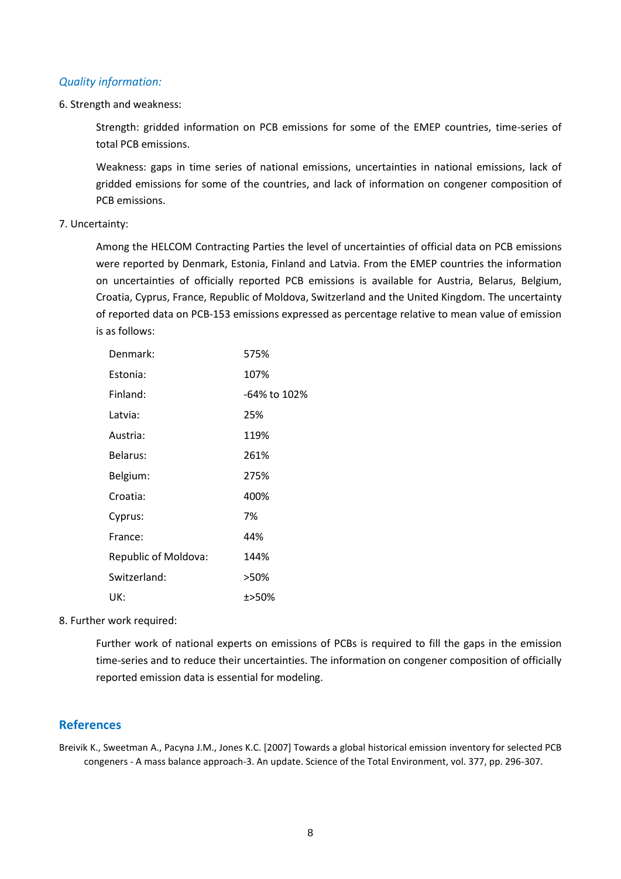*Quality information:*

6. Strength and weakness:

Strength: gridded information on PCB emissions for some of the EMEP countries, time-series of total PCB emissions.

Weakness: gaps in time series of national emissions, uncertainties in national emissions, lack of gridded emissions for some of the countries, and lack of information on congener composition of PCB emissions.

7. Uncertainty:

Among the HELCOM Contracting Parties the level of uncertainties of official data on PCB emissions were reported by Denmark, Estonia, Finland and Latvia. From the EMEP countries the information on uncertainties of officially reported PCB emissions is available for Austria, Belarus, Belgium, Croatia, Cyprus, France, Republic of Moldova, Switzerland and the United Kingdom. The uncertainty of reported data on PCB-153 emissions expressed as percentage relative to mean value of emission is as follows:

| | |
|---|---|
| Denmark: | 575% |
| Estonia: | 107% |
| Finland: | -64% to 102% |
| Latvia: | 25% |
| Austria: | 119% |
| Belarus: | 261% |
| Belgium: | 275% |
| Croatia: | 400% |
| Cyprus: | 7% |
| France: | 44% |
| Republic of Moldova: | 144% |
| Switzerland: | >50% |
| UK: | ±>50% |

8. Further work required:

Further work of national experts on emissions of PCBs is required to fill the gaps in the emission time-series and to reduce their uncertainties. The information on congener composition of officially reported emission data is essential for modeling.

## References

Breivik K., Sweetman A., Pacyna J.M., Jones K.C. [2007] Towards a global historical emission inventory for selected PCB congeners - A mass balance approach-3. An update. Science of the Total Environment, vol. 377, pp. 296-307.